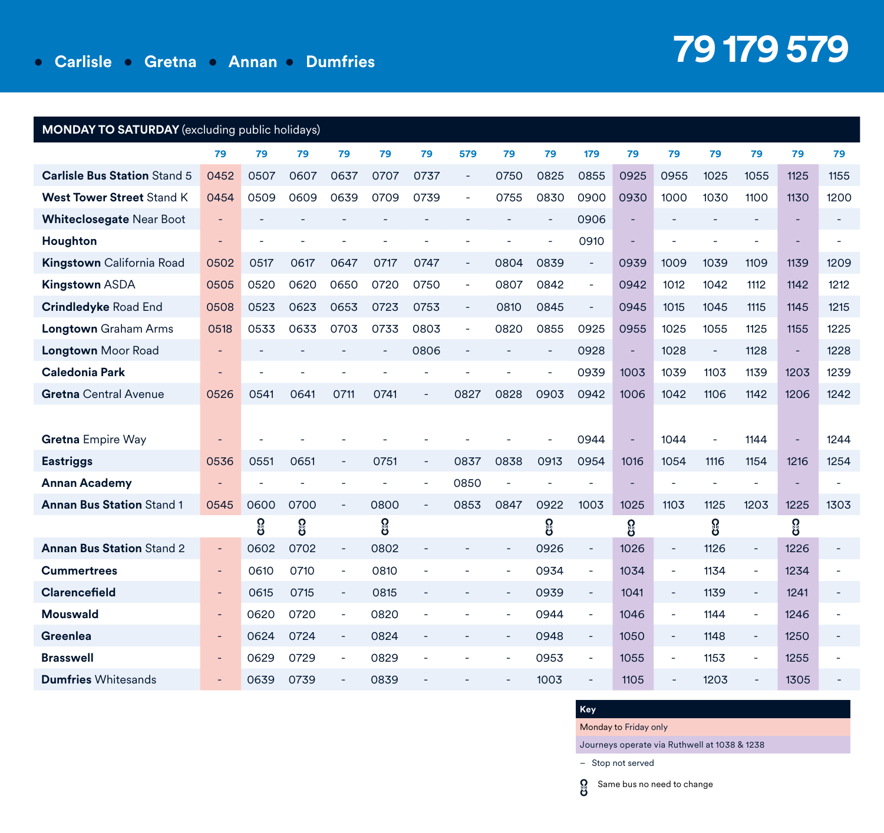# • Carlisle • Gretna • Annan • Dumfries

# 79 179 579

## MONDAY TO SATURDAY (excluding public holidays)

| | 79 | 79 | 79 | 79 | 79 | 79 | 579 | 79 | 79 | 179 | 79 | 79 | 79 | 79 | 79 | 79 |
|---|---|---|---|---|---|---|---|---|---|---|---|---|---|---|---|---|
| **Carlisle Bus Station** Stand 5 | 0452 | 0507 | 0607 | 0637 | 0707 | 0737 | - | 0750 | 0825 | 0855 | 0925 | 0955 | 1025 | 1055 | 1125 | 1155 |
| **West Tower Street** Stand K | 0454 | 0509 | 0609 | 0639 | 0709 | 0739 | - | 0755 | 0830 | 0900 | 0930 | 1000 | 1030 | 1100 | 1130 | 1200 |
| **Whiteclosegate** Near Boot | - | - | - | - | - | - | - | - | - | 0906 | - | - | - | - | - | - |
| **Houghton** | - | - | - | - | - | - | - | - | - | 0910 | - | - | - | - | - | - |
| **Kingstown** California Road | 0502 | 0517 | 0617 | 0647 | 0717 | 0747 | - | 0804 | 0839 | - | 0939 | 1009 | 1039 | 1109 | 1139 | 1209 |
| **Kingstown** ASDA | 0505 | 0520 | 0620 | 0650 | 0720 | 0750 | - | 0807 | 0842 | - | 0942 | 1012 | 1042 | 1112 | 1142 | 1212 |
| **Crindledyke** Road End | 0508 | 0523 | 0623 | 0653 | 0723 | 0753 | - | 0810 | 0845 | - | 0945 | 1015 | 1045 | 1115 | 1145 | 1215 |
| **Longtown** Graham Arms | 0518 | 0533 | 0633 | 0703 | 0733 | 0803 | - | 0820 | 0855 | 0925 | 0955 | 1025 | 1055 | 1125 | 1155 | 1225 |
| **Longtown** Moor Road | - | - | - | - | - | 0806 | - | - | - | 0928 | - | 1028 | - | 1128 | - | 1228 |
| **Caledonia Park** | - | - | - | - | - | - | - | - | - | 0939 | 1003 | 1039 | 1103 | 1139 | 1203 | 1239 |
| **Gretna** Central Avenue | 0526 | 0541 | 0641 | 0711 | 0741 | - | 0827 | 0828 | 0903 | 0942 | 1006 | 1042 | 1106 | 1142 | 1206 | 1242 |
| **Gretna** Empire Way | - | - | - | - | - | - | - | - | - | 0944 | - | 1044 | - | 1144 | - | 1244 |
| **Eastriggs** | 0536 | 0551 | 0651 | - | 0751 | - | 0837 | 0838 | 0913 | 0954 | 1016 | 1054 | 1116 | 1154 | 1216 | 1254 |
| **Annan Academy** | - | - | - | - | - | - | 0850 | - | - | - | - | - | - | - | - | - |
| **Annan Bus Station** Stand 1 | 0545 | 0600 | 0700 | - | 0800 | - | 0853 | 0847 | 0922 | 1003 | 1025 | 1103 | 1125 | 1203 | 1225 | 1303 |
| | | 🔗 | 🔗 | | 🔗 | | | | 🔗 | | 🔗 | | 🔗 | | 🔗 | |
| **Annan Bus Station** Stand 2 | - | 0602 | 0702 | - | 0802 | - | - | - | 0926 | - | 1026 | - | 1126 | - | 1226 | - |
| **Cummertrees** | - | 0610 | 0710 | - | 0810 | - | - | - | 0934 | - | 1034 | - | 1134 | - | 1234 | - |
| **Clarencefield** | - | 0615 | 0715 | - | 0815 | - | - | - | 0939 | - | 1041 | - | 1139 | - | 1241 | - |
| **Mouswald** | - | 0620 | 0720 | - | 0820 | - | - | - | 0944 | - | 1046 | - | 1144 | - | 1246 | - |
| **Greenlea** | - | 0624 | 0724 | - | 0824 | - | - | - | 0948 | - | 1050 | - | 1148 | - | 1250 | - |
| **Brasswell** | - | 0629 | 0729 | - | 0829 | - | - | - | 0953 | - | 1055 | - | 1153 | - | 1255 | - |
| **Dumfries** Whitesands | - | 0639 | 0739 | - | 0839 | - | - | - | 1003 | - | 1105 | - | 1203 | - | 1305 | - |

**Key**

- Monday to Friday only (first 79 column: 0452 from Carlisle)
- Journeys operate via Ruthwell at 1038 & 1238 (79 columns: 0925 and 1125 from Carlisle)
- – Stop not served
- 🔗 Same bus no need to change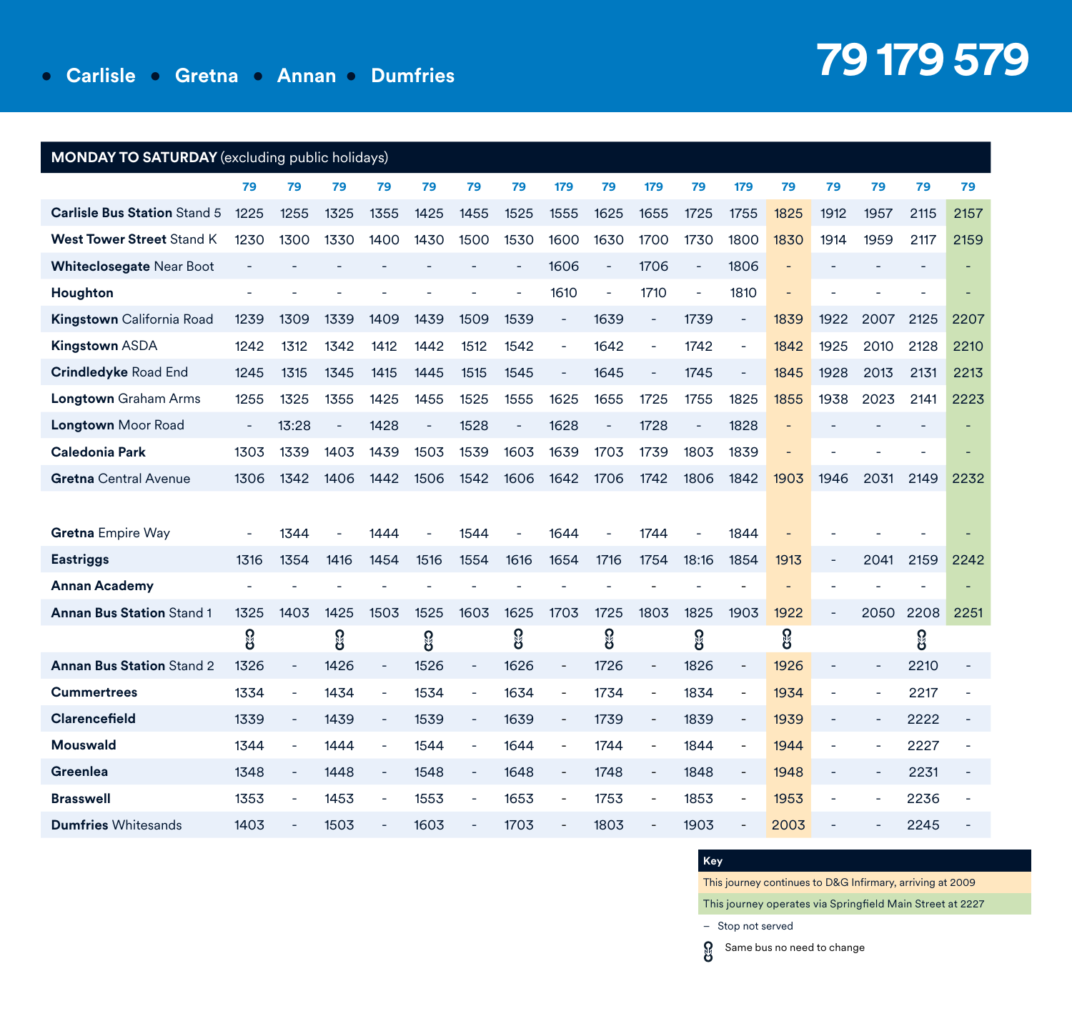# • Carlisle • Gretna • Annan • Dumfries

**79 179 579**

**MONDAY TO SATURDAY** (excluding public holidays)

| | 79 | 79 | 79 | 79 | 79 | 79 | 79 | 179 | 79 | 179 | 79 | 179 | 79 | 79 | 79 | 79 | 79 |
|---|---|---|---|---|---|---|---|---|---|---|---|---|---|---|---|---|---|
| **Carlisle Bus Station** Stand 5 | 1225 | 1255 | 1325 | 1355 | 1425 | 1455 | 1525 | 1555 | 1625 | 1655 | 1725 | 1755 | 1825 | 1912 | 1957 | 2115 | 2157 |
| **West Tower Street** Stand K | 1230 | 1300 | 1330 | 1400 | 1430 | 1500 | 1530 | 1600 | 1630 | 1700 | 1730 | 1800 | 1830 | 1914 | 1959 | 2117 | 2159 |
| **Whiteclosegate** Near Boot | - | - | - | - | - | - | - | 1606 | - | 1706 | - | 1806 | - | - | - | - | - |
| **Houghton** | - | - | - | - | - | - | - | 1610 | - | 1710 | - | 1810 | - | - | - | - | - |
| **Kingstown** California Road | 1239 | 1309 | 1339 | 1409 | 1439 | 1509 | 1539 | - | 1639 | - | 1739 | - | 1839 | 1922 | 2007 | 2125 | 2207 |
| **Kingstown** ASDA | 1242 | 1312 | 1342 | 1412 | 1442 | 1512 | 1542 | - | 1642 | - | 1742 | - | 1842 | 1925 | 2010 | 2128 | 2210 |
| **Crindledyke** Road End | 1245 | 1315 | 1345 | 1415 | 1445 | 1515 | 1545 | - | 1645 | - | 1745 | - | 1845 | 1928 | 2013 | 2131 | 2213 |
| **Longtown** Graham Arms | 1255 | 1325 | 1355 | 1425 | 1455 | 1525 | 1555 | 1625 | 1655 | 1725 | 1755 | 1825 | 1855 | 1938 | 2023 | 2141 | 2223 |
| **Longtown** Moor Road | - | 13:28 | - | 1428 | - | 1528 | - | 1628 | - | 1728 | - | 1828 | - | - | - | - | - |
| **Caledonia Park** | 1303 | 1339 | 1403 | 1439 | 1503 | 1539 | 1603 | 1639 | 1703 | 1739 | 1803 | 1839 | - | - | - | - | - |
| **Gretna** Central Avenue | 1306 | 1342 | 1406 | 1442 | 1506 | 1542 | 1606 | 1642 | 1706 | 1742 | 1806 | 1842 | 1903 | 1946 | 2031 | 2149 | 2232 |
| **Gretna** Empire Way | - | 1344 | - | 1444 | - | 1544 | - | 1644 | - | 1744 | - | 1844 | - | - | - | - | - |
| **Eastriggs** | 1316 | 1354 | 1416 | 1454 | 1516 | 1554 | 1616 | 1654 | 1716 | 1754 | 18:16 | 1854 | 1913 | - | 2041 | 2159 | 2242 |
| **Annan Academy** | - | - | - | - | - | - | - | - | - | - | - | - | - | - | - | - | - |
| **Annan Bus Station** Stand 1 | 1325 | 1403 | 1425 | 1503 | 1525 | 1603 | 1625 | 1703 | 1725 | 1803 | 1825 | 1903 | 1922 | - | 2050 | 2208 | 2251 |
| | ⛓ | | ⛓ | | ⛓ | | ⛓ | | ⛓ | | ⛓ | | ⛓ | | | ⛓ | |
| **Annan Bus Station** Stand 2 | 1326 | - | 1426 | - | 1526 | - | 1626 | - | 1726 | - | 1826 | - | 1926 | - | - | 2210 | - |
| **Cummertrees** | 1334 | - | 1434 | - | 1534 | - | 1634 | - | 1734 | - | 1834 | - | 1934 | - | - | 2217 | - |
| **Clarencefield** | 1339 | - | 1439 | - | 1539 | - | 1639 | - | 1739 | - | 1839 | - | 1939 | - | - | 2222 | - |
| **Mouswald** | 1344 | - | 1444 | - | 1544 | - | 1644 | - | 1744 | - | 1844 | - | 1944 | - | - | 2227 | - |
| **Greenlea** | 1348 | - | 1448 | - | 1548 | - | 1648 | - | 1748 | - | 1848 | - | 1948 | - | - | 2231 | - |
| **Brasswell** | 1353 | - | 1453 | - | 1553 | - | 1653 | - | 1753 | - | 1853 | - | 1953 | - | - | 2236 | - |
| **Dumfries** Whitesands | 1403 | - | 1503 | - | 1603 | - | 1703 | - | 1803 | - | 1903 | - | 2003 | - | - | 2245 | - |

**Key**

- This journey continues to D&G Infirmary, arriving at 2009 (1825 journey from Carlisle)
- This journey operates via Springfield Main Street at 2227 (2157 journey from Carlisle)
- – Stop not served
- ⛓ Same bus no need to change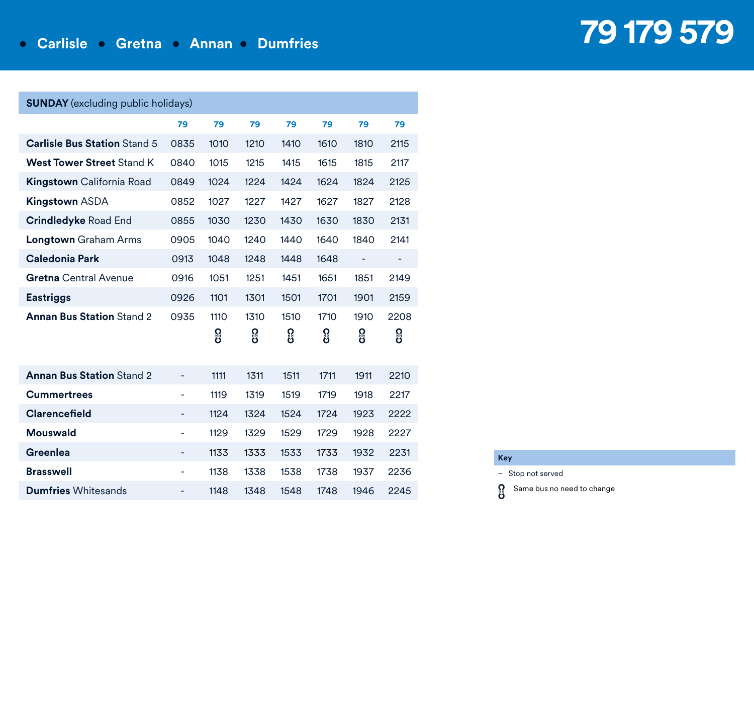# 79 179 579

- Carlisle
- Gretna
- Annan
- Dumfries

## SUNDAY (excluding public holidays)

| | 79 | 79 | 79 | 79 | 79 | 79 | 79 |
|---|---|---|---|---|---|---|---|
| **Carlisle Bus Station** Stand 5 | 0835 | 1010 | 1210 | 1410 | 1610 | 1810 | 2115 |
| **West Tower Street** Stand K | 0840 | 1015 | 1215 | 1415 | 1615 | 1815 | 2117 |
| **Kingstown** California Road | 0849 | 1024 | 1224 | 1424 | 1624 | 1824 | 2125 |
| **Kingstown** ASDA | 0852 | 1027 | 1227 | 1427 | 1627 | 1827 | 2128 |
| **Crindledyke** Road End | 0855 | 1030 | 1230 | 1430 | 1630 | 1830 | 2131 |
| **Longtown** Graham Arms | 0905 | 1040 | 1240 | 1440 | 1640 | 1840 | 2141 |
| **Caledonia Park** | 0913 | 1048 | 1248 | 1448 | 1648 | - | - |
| **Gretna** Central Avenue | 0916 | 1051 | 1251 | 1451 | 1651 | 1851 | 2149 |
| **Eastriggs** | 0926 | 1101 | 1301 | 1501 | 1701 | 1901 | 2159 |
| **Annan Bus Station** Stand 2 | 0935 | 1110 | 1310 | 1510 | 1710 | 1910 | 2208 |
| | | ⛓ | ⛓ | ⛓ | ⛓ | ⛓ | ⛓ |
| **Annan Bus Station** Stand 2 | - | 1111 | 1311 | 1511 | 1711 | 1911 | 2210 |
| **Cummertrees** | - | 1119 | 1319 | 1519 | 1719 | 1918 | 2217 |
| **Clarencefield** | - | 1124 | 1324 | 1524 | 1724 | 1923 | 2222 |
| **Mouswald** | - | 1129 | 1329 | 1529 | 1729 | 1928 | 2227 |
| **Greenlea** | - | 1133 | 1333 | 1533 | 1733 | 1932 | 2231 |
| **Brasswell** | - | 1138 | 1338 | 1538 | 1738 | 1937 | 2236 |
| **Dumfries** Whitesands | - | 1148 | 1348 | 1548 | 1748 | 1946 | 2245 |

**Key**

– Stop not served

⛓ Same bus no need to change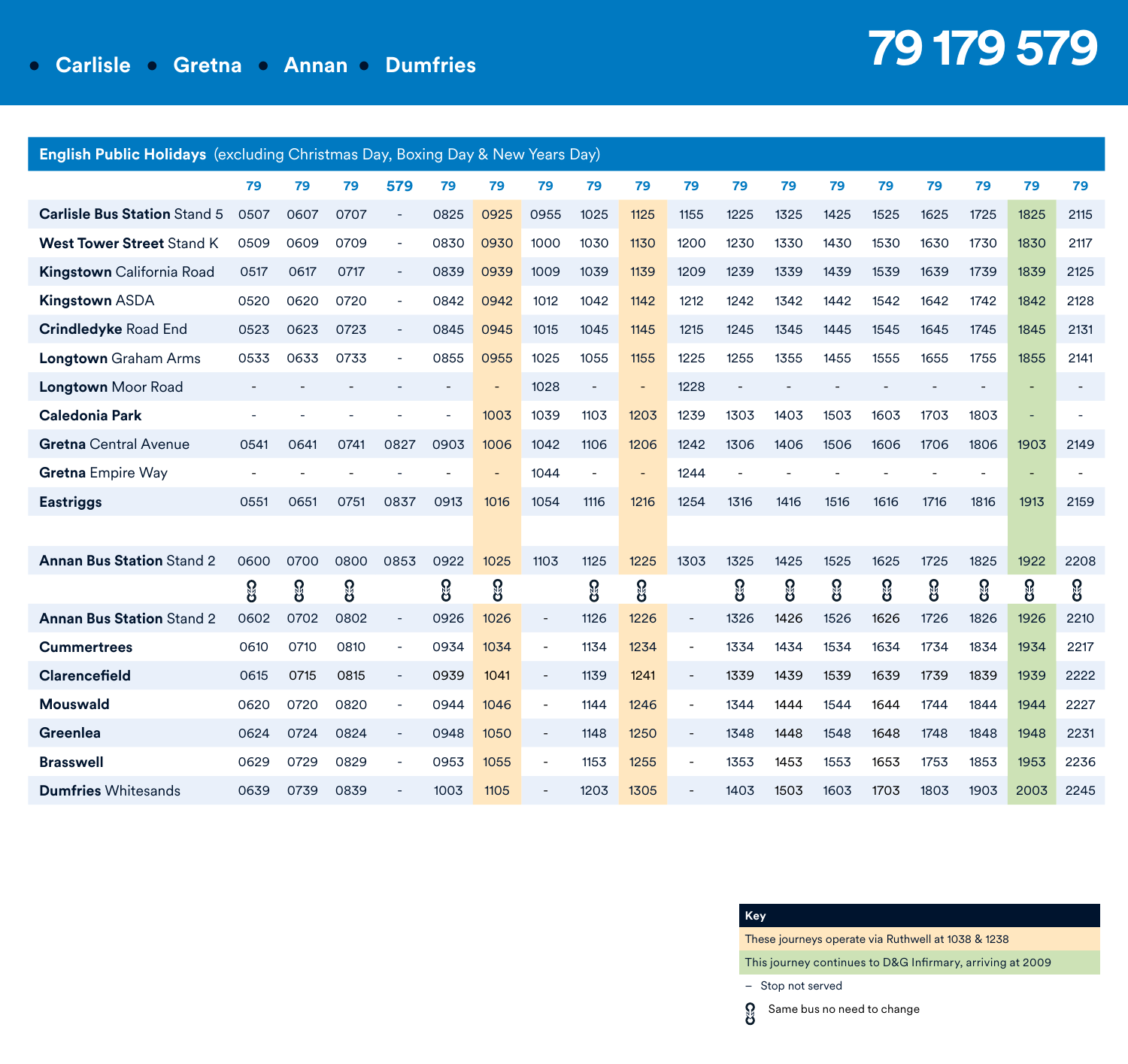# 79 179 579

- Carlisle • Gretna • Annan • Dumfries

## English Public Holidays (excluding Christmas Day, Boxing Day & New Years Day)

| | 79 | 79 | 79 | 579 | 79 | 79 | 79 | 79 | 79 | 79 | 79 | 79 | 79 | 79 | 79 | 79 | 79 | 79 |
|---|---|---|---|---|---|---|---|---|---|---|---|---|---|---|---|---|---|---|
| **Carlisle** Bus Station Stand 5 | 0507 | 0607 | 0707 | - | 0825 | 0925 | 0955 | 1025 | 1125 | 1155 | 1225 | 1325 | 1425 | 1525 | 1625 | 1725 | 1825 | 2115 |
| **West Tower Street** Stand K | 0509 | 0609 | 0709 | - | 0830 | 0930 | 1000 | 1030 | 1130 | 1200 | 1230 | 1330 | 1430 | 1530 | 1630 | 1730 | 1830 | 2117 |
| **Kingstown** California Road | 0517 | 0617 | 0717 | - | 0839 | 0939 | 1009 | 1039 | 1139 | 1209 | 1239 | 1339 | 1439 | 1539 | 1639 | 1739 | 1839 | 2125 |
| **Kingstown** ASDA | 0520 | 0620 | 0720 | - | 0842 | 0942 | 1012 | 1042 | 1142 | 1212 | 1242 | 1342 | 1442 | 1542 | 1642 | 1742 | 1842 | 2128 |
| **Crindledyke** Road End | 0523 | 0623 | 0723 | - | 0845 | 0945 | 1015 | 1045 | 1145 | 1215 | 1245 | 1345 | 1445 | 1545 | 1645 | 1745 | 1845 | 2131 |
| **Longtown** Graham Arms | 0533 | 0633 | 0733 | - | 0855 | 0955 | 1025 | 1055 | 1155 | 1225 | 1255 | 1355 | 1455 | 1555 | 1655 | 1755 | 1855 | 2141 |
| **Longtown** Moor Road | - | - | - | - | - | - | 1028 | - | - | 1228 | - | - | - | - | - | - | - | - |
| **Caledonia Park** | - | - | - | - | - | 1003 | 1039 | 1103 | 1203 | 1239 | 1303 | 1403 | 1503 | 1603 | 1703 | 1803 | - | - |
| **Gretna** Central Avenue | 0541 | 0641 | 0741 | 0827 | 0903 | 1006 | 1042 | 1106 | 1206 | 1242 | 1306 | 1406 | 1506 | 1606 | 1706 | 1806 | 1903 | 2149 |
| **Gretna** Empire Way | - | - | - | - | - | - | 1044 | - | - | 1244 | - | - | - | - | - | - | - | - |
| **Eastriggs** | 0551 | 0651 | 0751 | 0837 | 0913 | 1016 | 1054 | 1116 | 1216 | 1254 | 1316 | 1416 | 1516 | 1616 | 1716 | 1816 | 1913 | 2159 |
| **Annan Bus Station** Stand 2 | 0600 | 0700 | 0800 | 0853 | 0922 | 1025 | 1103 | 1125 | 1225 | 1303 | 1325 | 1425 | 1525 | 1625 | 1725 | 1825 | 1922 | 2208 |
| | ⛓ | ⛓ | ⛓ | | ⛓ | ⛓ | | ⛓ | ⛓ | | ⛓ | ⛓ | ⛓ | ⛓ | ⛓ | ⛓ | ⛓ | ⛓ |
| **Annan Bus Station** Stand 2 | 0602 | 0702 | 0802 | - | 0926 | 1026 | - | 1126 | 1226 | - | 1326 | 1426 | 1526 | 1626 | 1726 | 1826 | 1926 | 2210 |
| **Cummertrees** | 0610 | 0710 | 0810 | - | 0934 | 1034 | - | 1134 | 1234 | - | 1334 | 1434 | 1534 | 1634 | 1734 | 1834 | 1934 | 2217 |
| **Clarencefield** | 0615 | 0715 | 0815 | - | 0939 | 1041 | - | 1139 | 1241 | - | 1339 | 1439 | 1539 | 1639 | 1739 | 1839 | 1939 | 2222 |
| **Mouswald** | 0620 | 0720 | 0820 | - | 0944 | 1046 | - | 1144 | 1246 | - | 1344 | 1444 | 1544 | 1644 | 1744 | 1844 | 1944 | 2227 |
| **Greenlea** | 0624 | 0724 | 0824 | - | 0948 | 1050 | - | 1148 | 1250 | - | 1348 | 1448 | 1548 | 1648 | 1748 | 1848 | 1948 | 2231 |
| **Brasswell** | 0629 | 0729 | 0829 | - | 0953 | 1055 | - | 1153 | 1255 | - | 1353 | 1453 | 1553 | 1653 | 1753 | 1853 | 1953 | 2236 |
| **Dumfries** Whitesands | 0639 | 0739 | 0839 | - | 1003 | 1105 | - | 1203 | 1305 | - | 1403 | 1503 | 1603 | 1703 | 1803 | 1903 | 2003 | 2245 |

**Key**

- These journeys operate via Ruthwell at 1038 & 1238 (1025 and 1225 departures from Annan)
- This journey continues to D&G Infirmary, arriving at 2009 (1825 departure from Carlisle)
- – Stop not served
- ⛓ Same bus no need to change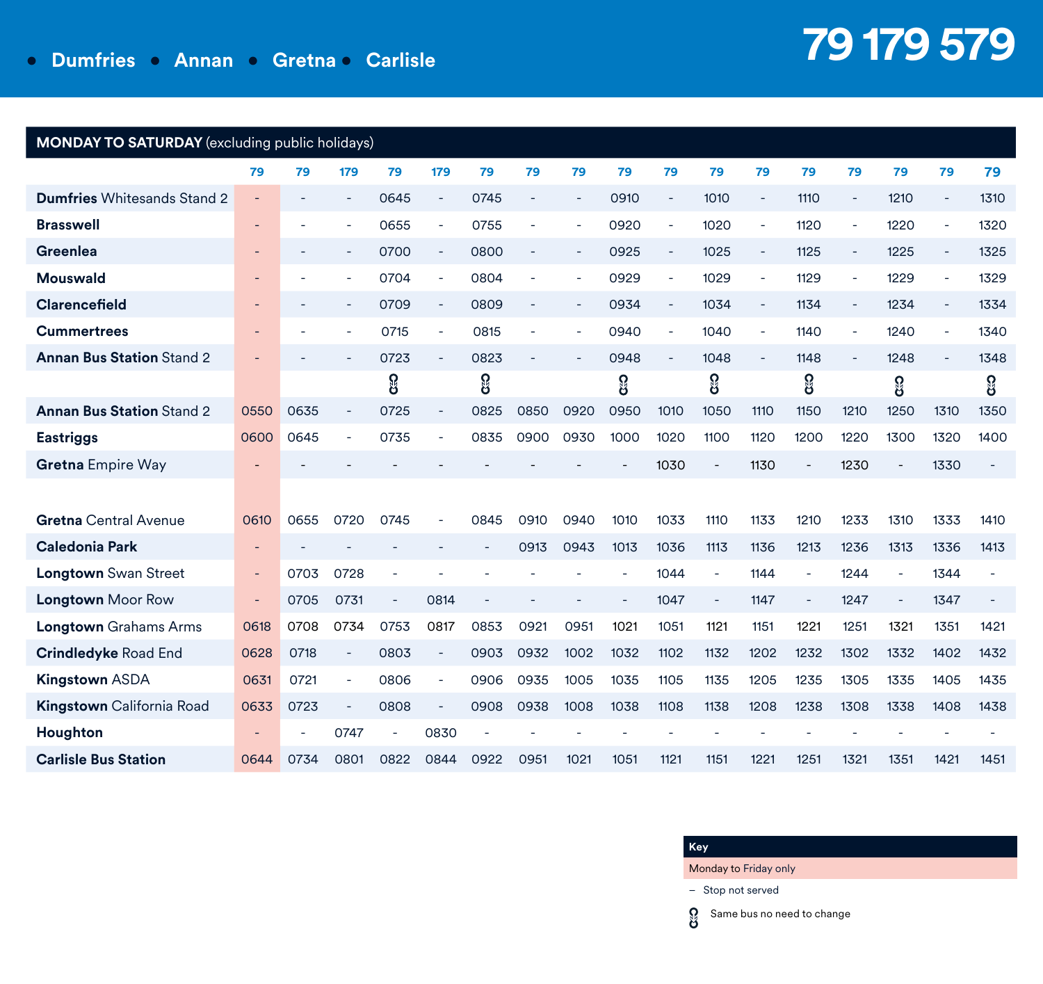# 79 179 579

• Dumfries • Annan • Gretna • Carlisle

## MONDAY TO SATURDAY (excluding public holidays)

| | 79 | 79 | 179 | 79 | 179 | 79 | 79 | 79 | 79 | 79 | 79 | 79 | 79 | 79 | 79 | 79 | 79 |
|---|---|---|---|---|---|---|---|---|---|---|---|---|---|---|---|---|---|
| **Dumfries** Whitesands Stand 2 | - | - | - | 0645 | - | 0745 | - | - | 0910 | - | 1010 | - | 1110 | - | 1210 | - | 1310 |
| **Brasswell** | - | - | - | 0655 | - | 0755 | - | - | 0920 | - | 1020 | - | 1120 | - | 1220 | - | 1320 |
| **Greenlea** | - | - | - | 0700 | - | 0800 | - | - | 0925 | - | 1025 | - | 1125 | - | 1225 | - | 1325 |
| **Mouswald** | - | - | - | 0704 | - | 0804 | - | - | 0929 | - | 1029 | - | 1129 | - | 1229 | - | 1329 |
| **Clarencefield** | - | - | - | 0709 | - | 0809 | - | - | 0934 | - | 1034 | - | 1134 | - | 1234 | - | 1334 |
| **Cummertrees** | - | - | - | 0715 | - | 0815 | - | - | 0940 | - | 1040 | - | 1140 | - | 1240 | - | 1340 |
| **Annan Bus Station** Stand 2 | - | - | - | 0723 | - | 0823 | - | - | 0948 | - | 1048 | - | 1148 | - | 1248 | - | 1348 |
| | | | | 🔗 | | 🔗 | | | 🔗 | | 🔗 | | 🔗 | | 🔗 | | 🔗 |
| **Annan Bus Station** Stand 2 | 0550 | 0635 | - | 0725 | - | 0825 | 0850 | 0920 | 0950 | 1010 | 1050 | 1110 | 1150 | 1210 | 1250 | 1310 | 1350 |
| **Eastriggs** | 0600 | 0645 | - | 0735 | - | 0835 | 0900 | 0930 | 1000 | 1020 | 1100 | 1120 | 1200 | 1220 | 1300 | 1320 | 1400 |
| **Gretna** Empire Way | - | - | - | - | - | - | - | - | - | 1030 | - | 1130 | - | 1230 | - | 1330 | - |
| **Gretna** Central Avenue | 0610 | 0655 | 0720 | 0745 | - | 0845 | 0910 | 0940 | 1010 | 1033 | 1110 | 1133 | 1210 | 1233 | 1310 | 1333 | 1410 |
| **Caledonia Park** | - | - | - | - | - | - | 0913 | 0943 | 1013 | 1036 | 1113 | 1136 | 1213 | 1236 | 1313 | 1336 | 1413 |
| **Longtown** Swan Street | - | 0703 | 0728 | - | - | - | - | - | - | 1044 | - | 1144 | - | 1244 | - | 1344 | - |
| **Longtown** Moor Row | - | 0705 | 0731 | - | 0814 | - | - | - | - | 1047 | - | 1147 | - | 1247 | - | 1347 | - |
| **Longtown** Grahams Arms | 0618 | 0708 | 0734 | 0753 | 0817 | 0853 | 0921 | 0951 | 1021 | 1051 | 1121 | 1151 | 1221 | 1251 | 1321 | 1351 | 1421 |
| **Crindledyke** Road End | 0628 | 0718 | - | 0803 | - | 0903 | 0932 | 1002 | 1032 | 1102 | 1132 | 1202 | 1232 | 1302 | 1332 | 1402 | 1432 |
| **Kingstown** ASDA | 0631 | 0721 | - | 0806 | - | 0906 | 0935 | 1005 | 1035 | 1105 | 1135 | 1205 | 1235 | 1305 | 1335 | 1405 | 1435 |
| **Kingstown** California Road | 0633 | 0723 | - | 0808 | - | 0908 | 0938 | 1008 | 1038 | 1108 | 1138 | 1208 | 1238 | 1308 | 1338 | 1408 | 1438 |
| **Houghton** | - | - | 0747 | - | 0830 | - | - | - | - | - | - | - | - | - | - | - | - |
| **Carlisle Bus Station** | 0644 | 0734 | 0801 | 0822 | 0844 | 0922 | 0951 | 1021 | 1051 | 1121 | 1151 | 1221 | 1251 | 1321 | 1351 | 1421 | 1451 |

**Key**

- Monday to Friday only (shaded column)
- – Stop not served
- 🔗 Same bus no need to change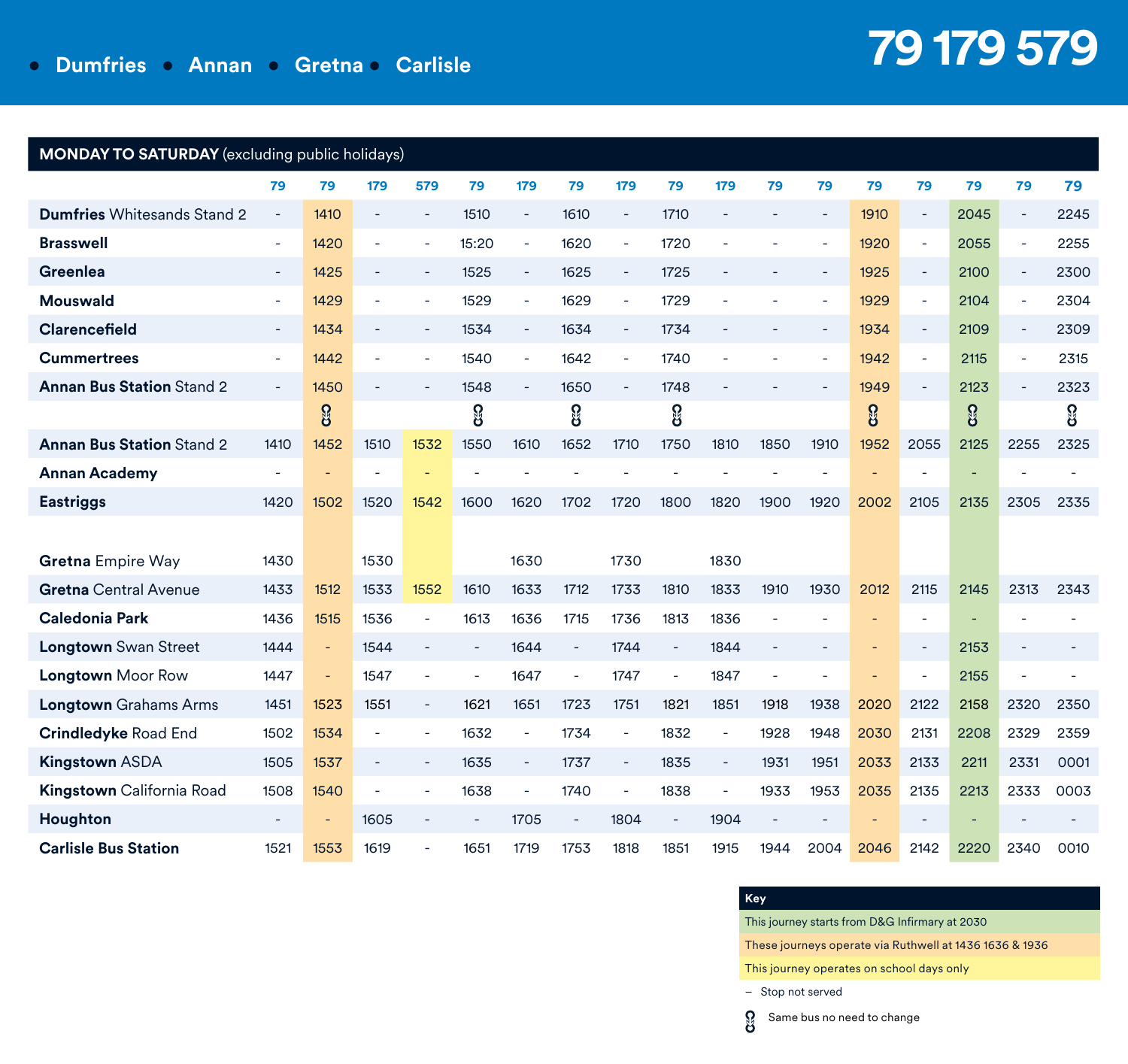# 79 179 579

- Dumfries • Annan • Gretna • Carlisle

## MONDAY TO SATURDAY (excluding public holidays)

| | 79 | 79 | 179 | 579 | 79 | 179 | 79 | 179 | 79 | 179 | 79 | 79 | 79 | 79 | 79 | 79 | 79 |
|---|---|---|---|---|---|---|---|---|---|---|---|---|---|---|---|---|---|
| **Dumfries** Whitesands Stand 2 | - | 1410 | - | - | 1510 | - | 1610 | - | 1710 | - | - | - | 1910 | - | 2045 | - | 2245 |
| **Brasswell** | - | 1420 | - | - | 15:20 | - | 1620 | - | 1720 | - | - | - | 1920 | - | 2055 | - | 2255 |
| **Greenlea** | - | 1425 | - | - | 1525 | - | 1625 | - | 1725 | - | - | - | 1925 | - | 2100 | - | 2300 |
| **Mouswald** | - | 1429 | - | - | 1529 | - | 1629 | - | 1729 | - | - | - | 1929 | - | 2104 | - | 2304 |
| **Clarencefield** | - | 1434 | - | - | 1534 | - | 1634 | - | 1734 | - | - | - | 1934 | - | 2109 | - | 2309 |
| **Cummertrees** | - | 1442 | - | - | 1540 | - | 1642 | - | 1740 | - | - | - | 1942 | - | 2115 | - | 2315 |
| **Annan Bus Station** Stand 2 | - | 1450 | - | - | 1548 | - | 1650 | - | 1748 | - | - | - | 1949 | - | 2123 | - | 2323 |
| | | ⛓ | | | ⛓ | | ⛓ | | ⛓ | | | | ⛓ | | ⛓ | | ⛓ |
| **Annan Bus Station** Stand 2 | 1410 | 1452 | 1510 | 1532 | 1550 | 1610 | 1652 | 1710 | 1750 | 1810 | 1850 | 1910 | 1952 | 2055 | 2125 | 2255 | 2325 |
| **Annan Academy** | - | - | - | - | - | - | - | - | - | - | - | - | - | - | - | - | - |
| **Eastriggs** | 1420 | 1502 | 1520 | 1542 | 1600 | 1620 | 1702 | 1720 | 1800 | 1820 | 1900 | 1920 | 2002 | 2105 | 2135 | 2305 | 2335 |
| **Gretna** Empire Way | 1430 | | 1530 | | | 1630 | | 1730 | | 1830 | | | | | | | |
| **Gretna** Central Avenue | 1433 | 1512 | 1533 | 1552 | 1610 | 1633 | 1712 | 1733 | 1810 | 1833 | 1910 | 1930 | 2012 | 2115 | 2145 | 2313 | 2343 |
| **Caledonia Park** | 1436 | 1515 | 1536 | - | 1613 | 1636 | 1715 | 1736 | 1813 | 1836 | - | - | - | - | - | - | - |
| **Longtown** Swan Street | 1444 | - | 1544 | - | - | 1644 | - | 1744 | - | 1844 | - | - | - | - | 2153 | - | - |
| **Longtown** Moor Row | 1447 | - | 1547 | - | - | 1647 | - | 1747 | - | 1847 | - | - | - | - | 2155 | - | - |
| **Longtown** Grahams Arms | 1451 | 1523 | 1551 | - | 1621 | 1651 | 1723 | 1751 | 1821 | 1851 | 1918 | 1938 | 2020 | 2122 | 2158 | 2320 | 2350 |
| **Crindledyke** Road End | 1502 | 1534 | - | - | 1632 | - | 1734 | - | 1832 | - | 1928 | 1948 | 2030 | 2131 | 2208 | 2329 | 2359 |
| **Kingstown** ASDA | 1505 | 1537 | - | - | 1635 | - | 1737 | - | 1835 | - | 1931 | 1951 | 2033 | 2133 | 2211 | 2331 | 0001 |
| **Kingstown** California Road | 1508 | 1540 | - | - | 1638 | - | 1740 | - | 1838 | - | 1933 | 1953 | 2035 | 2135 | 2213 | 2333 | 0003 |
| **Houghton** | - | - | 1605 | - | - | 1705 | - | 1804 | - | 1904 | - | - | - | - | - | - | - |
| **Carlisle Bus Station** | 1521 | 1553 | 1619 | - | 1651 | 1719 | 1753 | 1818 | 1851 | 1915 | 1944 | 2004 | 2046 | 2142 | 2220 | 2340 | 0010 |

**Key**

- This journey starts from D&G Infirmary at 2030 (2045 journey)
- These journeys operate via Ruthwell at 1436 1636 & 1936 (1410 and 1910 journeys)
- This journey operates on school days only (1532 journey)
- – Stop not served
- ⛓ Same bus no need to change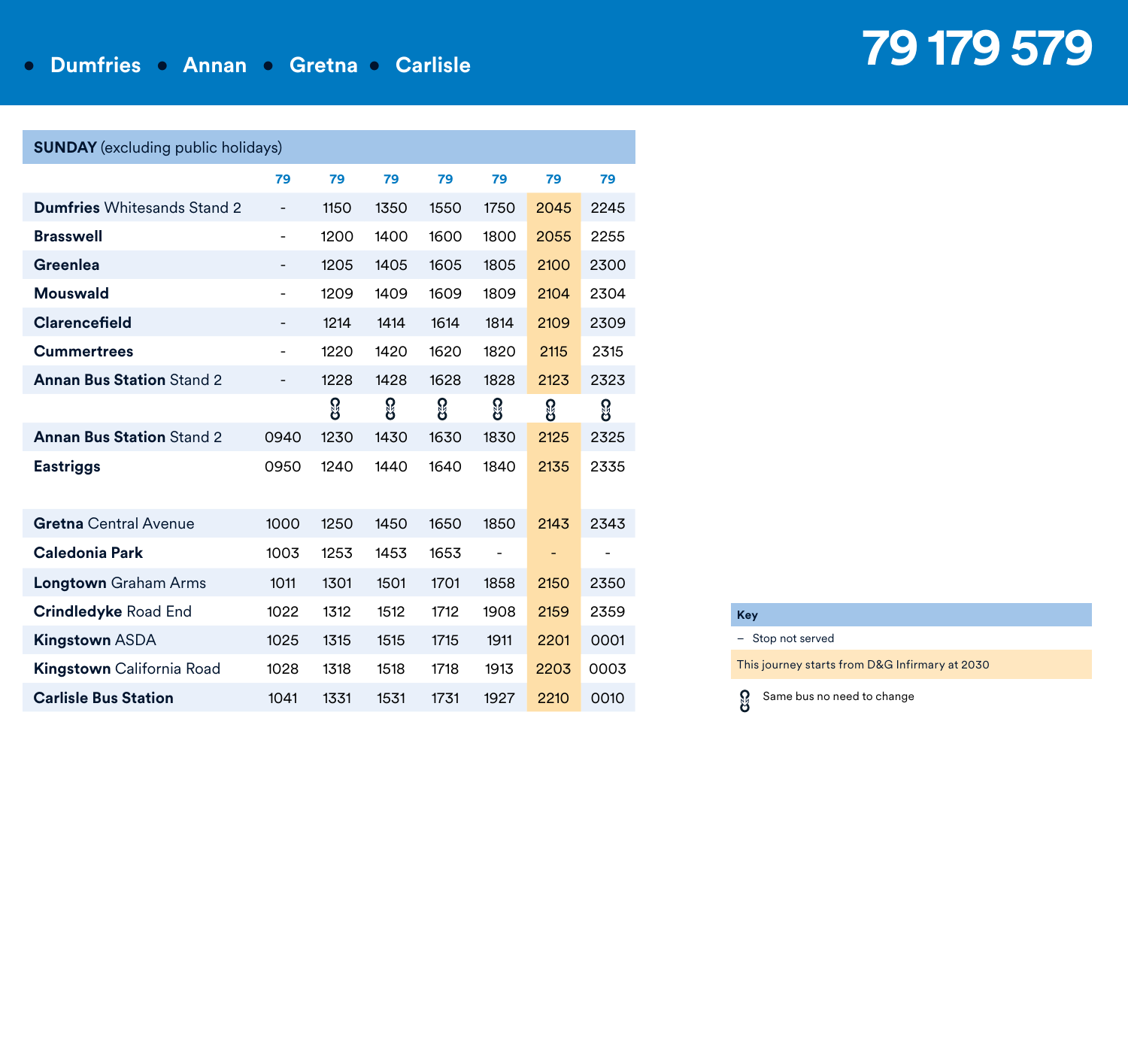# • Dumfries • Annan • Gretna • Carlisle

# 79 179 579

**SUNDAY** (excluding public holidays)

| | 79 | 79 | 79 | 79 | 79 | 79 | 79 |
|---|---|---|---|---|---|---|---|
| **Dumfries** Whitesands Stand 2 | - | 1150 | 1350 | 1550 | 1750 | 2045 | 2245 |
| **Brasswell** | - | 1200 | 1400 | 1600 | 1800 | 2055 | 2255 |
| **Greenlea** | - | 1205 | 1405 | 1605 | 1805 | 2100 | 2300 |
| **Mouswald** | - | 1209 | 1409 | 1609 | 1809 | 2104 | 2304 |
| **Clarencefield** | - | 1214 | 1414 | 1614 | 1814 | 2109 | 2309 |
| **Cummertrees** | - | 1220 | 1420 | 1620 | 1820 | 2115 | 2315 |
| **Annan Bus Station** Stand 2 | - | 1228 | 1428 | 1628 | 1828 | 2123 | 2323 |
| | | 🔗 | 🔗 | 🔗 | 🔗 | 🔗 | 🔗 |
| **Annan Bus Station** Stand 2 | 0940 | 1230 | 1430 | 1630 | 1830 | 2125 | 2325 |
| **Eastriggs** | 0950 | 1240 | 1440 | 1640 | 1840 | 2135 | 2335 |
| **Gretna** Central Avenue | 1000 | 1250 | 1450 | 1650 | 1850 | 2143 | 2343 |
| **Caledonia Park** | 1003 | 1253 | 1453 | 1653 | - | - | - |
| **Longtown** Graham Arms | 1011 | 1301 | 1501 | 1701 | 1858 | 2150 | 2350 |
| **Crindledyke** Road End | 1022 | 1312 | 1512 | 1712 | 1908 | 2159 | 2359 |
| **Kingstown** ASDA | 1025 | 1315 | 1515 | 1715 | 1911 | 2201 | 0001 |
| **Kingstown** California Road | 1028 | 1318 | 1518 | 1718 | 1913 | 2203 | 0003 |
| **Carlisle Bus Station** | 1041 | 1331 | 1531 | 1731 | 1927 | 2210 | 0010 |

**Key**

– Stop not served

This journey starts from D&G Infirmary at 2030 (highlighted column)

🔗 Same bus no need to change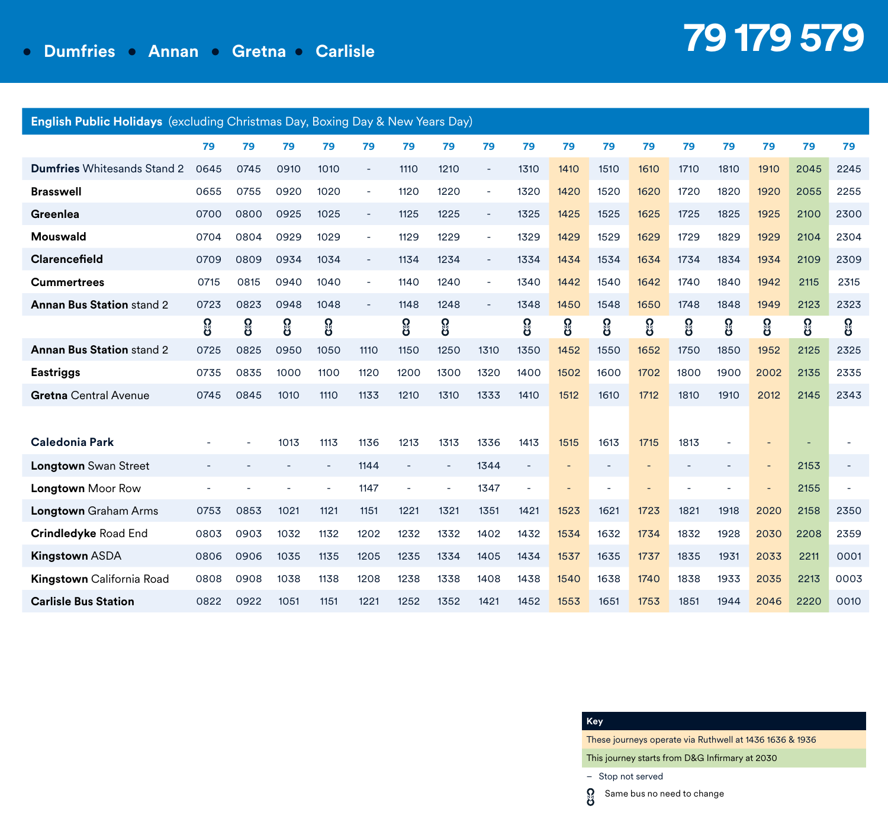# 79 179 579

• Dumfries • Annan • Gretna • Carlisle

## English Public Holidays (excluding Christmas Day, Boxing Day & New Years Day)

| | 79 | 79 | 79 | 79 | 79 | 79 | 79 | 79 | 79 | 79 | 79 | 79 | 79 | 79 | 79 | 79 | 79 |
|---|---|---|---|---|---|---|---|---|---|---|---|---|---|---|---|---|---|
| **Dumfries** Whitesands Stand 2 | 0645 | 0745 | 0910 | 1010 | - | 1110 | 1210 | - | 1310 | 1410 | 1510 | 1610 | 1710 | 1810 | 1910 | 2045 | 2245 |
| **Brasswell** | 0655 | 0755 | 0920 | 1020 | - | 1120 | 1220 | - | 1320 | 1420 | 1520 | 1620 | 1720 | 1820 | 1920 | 2055 | 2255 |
| **Greenlea** | 0700 | 0800 | 0925 | 1025 | - | 1125 | 1225 | - | 1325 | 1425 | 1525 | 1625 | 1725 | 1825 | 1925 | 2100 | 2300 |
| **Mouswald** | 0704 | 0804 | 0929 | 1029 | - | 1129 | 1229 | - | 1329 | 1429 | 1529 | 1629 | 1729 | 1829 | 1929 | 2104 | 2304 |
| **Clarencefield** | 0709 | 0809 | 0934 | 1034 | - | 1134 | 1234 | - | 1334 | 1434 | 1534 | 1634 | 1734 | 1834 | 1934 | 2109 | 2309 |
| **Cummertrees** | 0715 | 0815 | 0940 | 1040 | - | 1140 | 1240 | - | 1340 | 1442 | 1540 | 1642 | 1740 | 1840 | 1942 | 2115 | 2315 |
| **Annan Bus Station** stand 2 | 0723 | 0823 | 0948 | 1048 | - | 1148 | 1248 | - | 1348 | 1450 | 1548 | 1650 | 1748 | 1848 | 1949 | 2123 | 2323 |
| | Same bus | Same bus | Same bus | Same bus | | Same bus | Same bus | | Same bus | Same bus | Same bus | Same bus | Same bus | Same bus | Same bus | Same bus | Same bus |
| **Annan Bus Station** stand 2 | 0725 | 0825 | 0950 | 1050 | 1110 | 1150 | 1250 | 1310 | 1350 | 1452 | 1550 | 1652 | 1750 | 1850 | 1952 | 2125 | 2325 |
| **Eastriggs** | 0735 | 0835 | 1000 | 1100 | 1120 | 1200 | 1300 | 1320 | 1400 | 1502 | 1600 | 1702 | 1800 | 1900 | 2002 | 2135 | 2335 |
| **Gretna** Central Avenue | 0745 | 0845 | 1010 | 1110 | 1133 | 1210 | 1310 | 1333 | 1410 | 1512 | 1610 | 1712 | 1810 | 1910 | 2012 | 2145 | 2343 |
| **Caledonia Park** | - | - | 1013 | 1113 | 1136 | 1213 | 1313 | 1336 | 1413 | 1515 | 1613 | 1715 | 1813 | - | - | - | - |
| **Longtown** Swan Street | - | - | - | - | 1144 | - | - | 1344 | - | - | - | - | - | - | - | 2153 | - |
| **Longtown** Moor Row | - | - | - | - | 1147 | - | - | 1347 | - | - | - | - | - | - | - | 2155 | - |
| **Longtown** Graham Arms | 0753 | 0853 | 1021 | 1121 | 1151 | 1221 | 1321 | 1351 | 1421 | 1523 | 1621 | 1723 | 1821 | 1918 | 2020 | 2158 | 2350 |
| **Crindledyke** Road End | 0803 | 0903 | 1032 | 1132 | 1202 | 1232 | 1332 | 1402 | 1432 | 1534 | 1632 | 1734 | 1832 | 1928 | 2030 | 2208 | 2359 |
| **Kingstown** ASDA | 0806 | 0906 | 1035 | 1135 | 1205 | 1235 | 1334 | 1405 | 1434 | 1537 | 1635 | 1737 | 1835 | 1931 | 2033 | 2211 | 0001 |
| **Kingstown** California Road | 0808 | 0908 | 1038 | 1138 | 1208 | 1238 | 1338 | 1408 | 1438 | 1540 | 1638 | 1740 | 1838 | 1933 | 2035 | 2213 | 0003 |
| **Carlisle Bus Station** | 0822 | 0922 | 1051 | 1151 | 1221 | 1252 | 1352 | 1421 | 1452 | 1553 | 1651 | 1753 | 1851 | 1944 | 2046 | 2220 | 0010 |

**Key**

- These journeys operate via Ruthwell at 1436 1636 & 1936 (1410, 1610 and 1910 journeys)
- This journey starts from D&G Infirmary at 2030 (2045 journey)
- – Stop not served
- Same bus no need to change